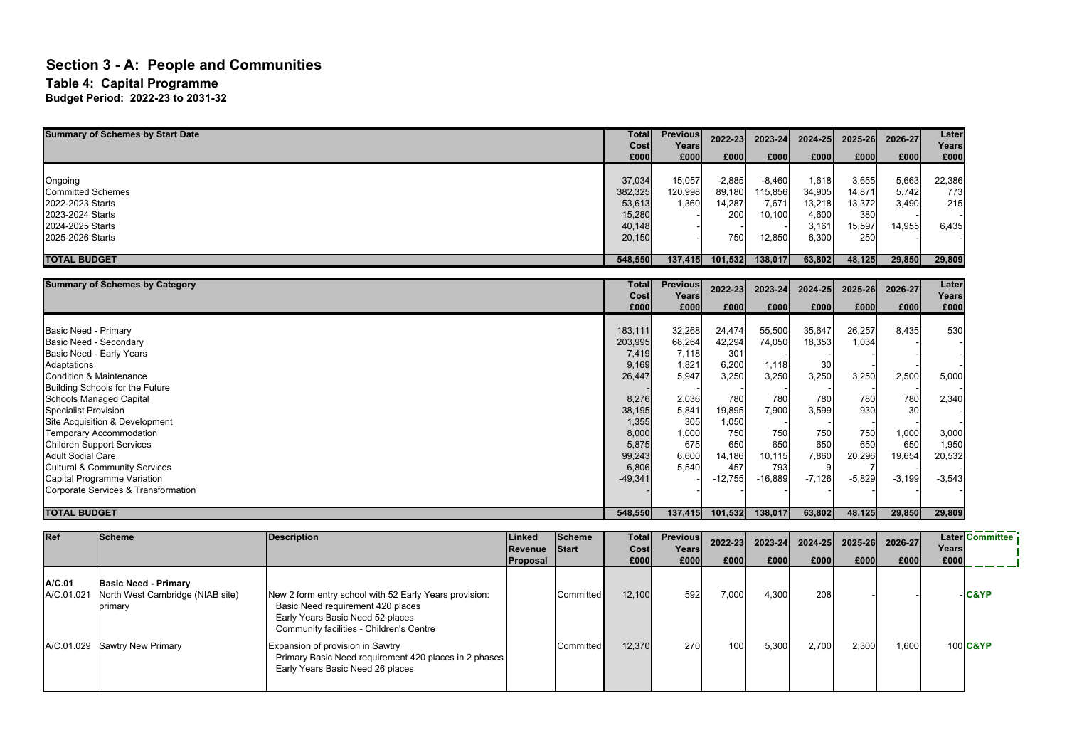# Section 3 - A: People and Communities

## Table 4: Capital Programme

**Budget Period: 2022-23 to 2031-32**

| Summary of Schemes by Start Date | Total Cost £000 | Previous Years £000 | 2022-23 £000 | 2023-24 £000 | 2024-25 £000 | 2025-26 £000 | 2026-27 £000 | Later Years £000 |
|---|---|---|---|---|---|---|---|---|
| Ongoing | 37,034 | 15,057 | -2,885 | -8,460 | 1,618 | 3,655 | 5,663 | 22,386 |
| Committed Schemes | 382,325 | 120,998 | 89,180 | 115,856 | 34,905 | 14,871 | 5,742 | 773 |
| 2022-2023 Starts | 53,613 | 1,360 | 14,287 | 7,671 | 13,218 | 13,372 | 3,490 | 215 |
| 2023-2024 Starts | 15,280 | - | 200 | 10,100 | 4,600 | 380 | - | - |
| 2024-2025 Starts | 40,148 | - | - | - | 3,161 | 15,597 | 14,955 | 6,435 |
| 2025-2026 Starts | 20,150 | - | 750 | 12,850 | 6,300 | 250 | - | - |
| **TOTAL BUDGET** | **548,550** | **137,415** | **101,532** | **138,017** | **63,802** | **48,125** | **29,850** | **29,809** |

| Summary of Schemes by Category | Total Cost £000 | Previous Years £000 | 2022-23 £000 | 2023-24 £000 | 2024-25 £000 | 2025-26 £000 | 2026-27 £000 | Later Years £000 |
|---|---|---|---|---|---|---|---|---|
| Basic Need - Primary | 183,111 | 32,268 | 24,474 | 55,500 | 35,647 | 26,257 | 8,435 | 530 |
| Basic Need - Secondary | 203,995 | 68,264 | 42,294 | 74,050 | 18,353 | 1,034 | - | - |
| Basic Need - Early Years | 7,419 | 7,118 | 301 | - | - | - | - | - |
| Adaptations | 9,169 | 1,821 | 6,200 | 1,118 | 30 | - | - | - |
| Condition & Maintenance | 26,447 | 5,947 | 3,250 | 3,250 | 3,250 | 3,250 | 2,500 | 5,000 |
| Building Schools for the Future | - | - | - | - | - | - | - | - |
| Schools Managed Capital | 8,276 | 2,036 | 780 | 780 | 780 | 780 | 780 | 2,340 |
| Specialist Provision | 38,195 | 5,841 | 19,895 | 7,900 | 3,599 | 930 | 30 | - |
| Site Acquisition & Development | 1,355 | 305 | 1,050 | - | - | - | - | - |
| Temporary Accommodation | 8,000 | 1,000 | 750 | 750 | 750 | 750 | 1,000 | 3,000 |
| Children Support Services | 5,875 | 675 | 650 | 650 | 650 | 650 | 650 | 1,950 |
| Adult Social Care | 99,243 | 6,600 | 14,186 | 10,115 | 7,860 | 20,296 | 19,654 | 20,532 |
| Cultural & Community Services | 6,806 | 5,540 | 457 | 793 | 9 | 7 | - | - |
| Capital Programme Variation | -49,341 | - | -12,755 | -16,889 | -7,126 | -5,829 | -3,199 | -3,543 |
| Corporate Services & Transformation | - | - | - | - | - | - | - | - |
| **TOTAL BUDGET** | **548,550** | **137,415** | **101,532** | **138,017** | **63,802** | **48,125** | **29,850** | **29,809** |

| Ref | Scheme | Description | Linked Revenue Proposal | Scheme Start | Total Cost £000 | Previous Years £000 | 2022-23 £000 | 2023-24 £000 | 2024-25 £000 | 2025-26 £000 | 2026-27 £000 | Later Years £000 | Committee |
|---|---|---|---|---|---|---|---|---|---|---|---|---|---|
| **A/C.01** | **Basic Need - Primary** | | | | | | | | | | | | |
| A/C.01.021 | North West Cambridge (NIAB site) primary | New 2 form entry school with 52 Early Years provision: Basic Need requirement 420 places; Early Years Basic Need 52 places; Community facilities - Children's Centre | | Committed | 12,100 | 592 | 7,000 | 4,300 | 208 | - | - | - | C&YP |
| A/C.01.029 | Sawtry New Primary | Expansion of provision in Sawtry: Primary Basic Need requirement 420 places in 2 phases; Early Years Basic Need 26 places | | Committed | 12,370 | 270 | 100 | 5,300 | 2,700 | 2,300 | 1,600 | 100 | C&YP |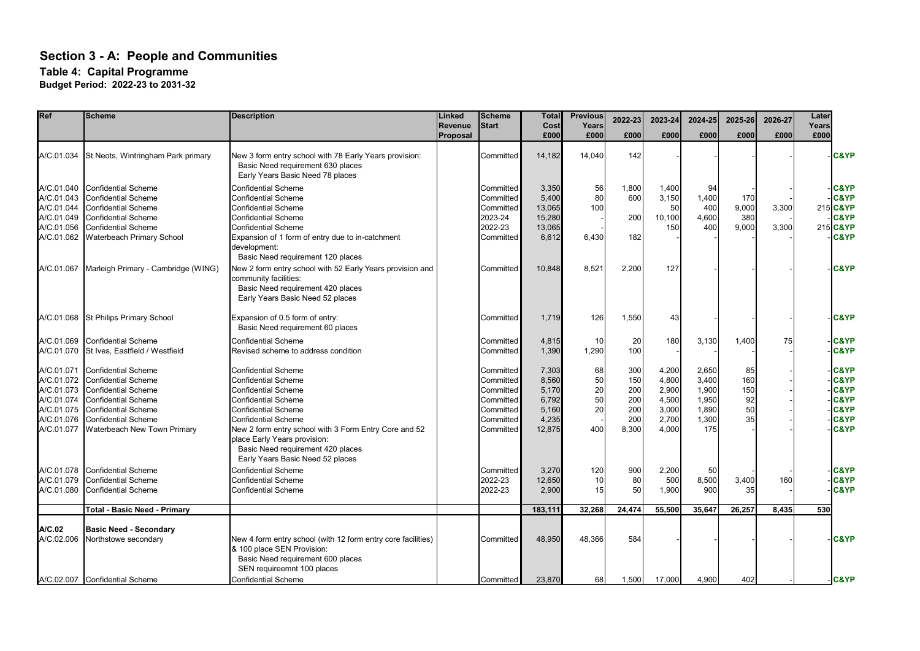# Section 3 - A: People and Communities

## Table 4: Capital Programme

**Budget Period: 2022-23 to 2031-32**

| Ref | Scheme | Description | Linked Revenue Proposal | Scheme Start | Total Cost £000 | Previous Years £000 | 2022-23 £000 | 2023-24 £000 | 2024-25 £000 | 2025-26 £000 | 2026-27 £000 | Later Years £000 | |
|---|---|---|---|---|---|---|---|---|---|---|---|---|---|
| A/C.01.034 | St Neots, Wintringham Park primary | New 3 form entry school with 78 Early Years provision: Basic Need requirement 630 places Early Years Basic Need 78 places | | Committed | 14,182 | 14,040 | 142 | - | - | - | - | - | C&YP |
| A/C.01.040 | Confidential Scheme | Confidential Scheme | | Committed | 3,350 | 56 | 1,800 | 1,400 | 94 | - | - | - | C&YP |
| A/C.01.043 | Confidential Scheme | Confidential Scheme | | Committed | 5,400 | 80 | 600 | 3,150 | 1,400 | 170 | - | - | C&YP |
| A/C.01.044 | Confidential Scheme | Confidential Scheme | | Committed | 13,065 | 100 | | 50 | 400 | 9,000 | 3,300 | 215 | C&YP |
| A/C.01.049 | Confidential Scheme | Confidential Scheme | | 2023-24 | 15,280 | - | 200 | 10,100 | 4,600 | 380 | - | - | C&YP |
| A/C.01.056 | Confidential Scheme | Confidential Scheme | | 2022-23 | 13,065 | - | | 150 | 400 | 9,000 | 3,300 | 215 | C&YP |
| A/C.01.062 | Waterbeach Primary School | Expansion of 1 form of entry due to in-catchment development: Basic Need requirement 120 places | | Committed | 6,612 | 6,430 | 182 | - | - | - | - | - | C&YP |
| A/C.01.067 | Marleigh Primary - Cambridge (WING) | New 2 form entry school with 52 Early Years provision and community facilities: Basic Need requirement 420 places Early Years Basic Need 52 places | | Committed | 10,848 | 8,521 | 2,200 | 127 | - | - | - | - | C&YP |
| A/C.01.068 | St Philips Primary School | Expansion of 0.5 form of entry: Basic Need requirement 60 places | | Committed | 1,719 | 126 | 1,550 | 43 | - | - | - | - | C&YP |
| A/C.01.069 | Confidential Scheme | Confidential Scheme | | Committed | 4,815 | 10 | 20 | 180 | 3,130 | 1,400 | 75 | - | C&YP |
| A/C.01.070 | St Ives, Eastfield / Westfield | Revised scheme to address condition | | Committed | 1,390 | 1,290 | 100 | - | - | - | - | - | C&YP |
| A/C.01.071 | Confidential Scheme | Confidential Scheme | | Committed | 7,303 | 68 | 300 | 4,200 | 2,650 | 85 | - | - | C&YP |
| A/C.01.072 | Confidential Scheme | Confidential Scheme | | Committed | 8,560 | 50 | 150 | 4,800 | 3,400 | 160 | - | - | C&YP |
| A/C.01.073 | Confidential Scheme | Confidential Scheme | | Committed | 5,170 | 20 | 200 | 2,900 | 1,900 | 150 | - | - | C&YP |
| A/C.01.074 | Confidential Scheme | Confidential Scheme | | Committed | 6,792 | 50 | 200 | 4,500 | 1,950 | 92 | - | - | C&YP |
| A/C.01.075 | Confidential Scheme | Confidential Scheme | | Committed | 5,160 | 20 | 200 | 3,000 | 1,890 | 50 | - | - | C&YP |
| A/C.01.076 | Confidential Scheme | Confidential Scheme | | Committed | 4,235 | - | 200 | 2,700 | 1,300 | 35 | - | - | C&YP |
| A/C.01.077 | Waterbeach New Town Primary | New 2 form entry school with 3 Form Entry Core and 52 place Early Years provision: Basic Need requirement 420 places Early Years Basic Need 52 places | | Committed | 12,875 | 400 | 8,300 | 4,000 | 175 | - | - | - | C&YP |
| A/C.01.078 | Confidential Scheme | Confidential Scheme | | Committed | 3,270 | 120 | 900 | 2,200 | 50 | - | - | - | C&YP |
| A/C.01.079 | Confidential Scheme | Confidential Scheme | | 2022-23 | 12,650 | 10 | 80 | 500 | 8,500 | 3,400 | 160 | - | C&YP |
| A/C.01.080 | Confidential Scheme | Confidential Scheme | | 2022-23 | 2,900 | 15 | 50 | 1,900 | 900 | 35 | - | - | C&YP |
| | **Total - Basic Need - Primary** | | | | **183,111** | **32,268** | **24,474** | **55,500** | **35,647** | **26,257** | **8,435** | **530** | |
| **A/C.02** | **Basic Need - Secondary** | | | | | | | | | | | | |
| A/C.02.006 | Northstowe secondary | New 4 form entry school (with 12 form entry core facilities) & 100 place SEN Provision: Basic Need requirement 600 places SEN requireemnt 100 places | | Committed | 48,950 | 48,366 | 584 | - | - | - | - | - | C&YP |
| A/C.02.007 | Confidential Scheme | Confidential Scheme | | Committed | 23,870 | 68 | 1,500 | 17,000 | 4,900 | 402 | - | - | C&YP |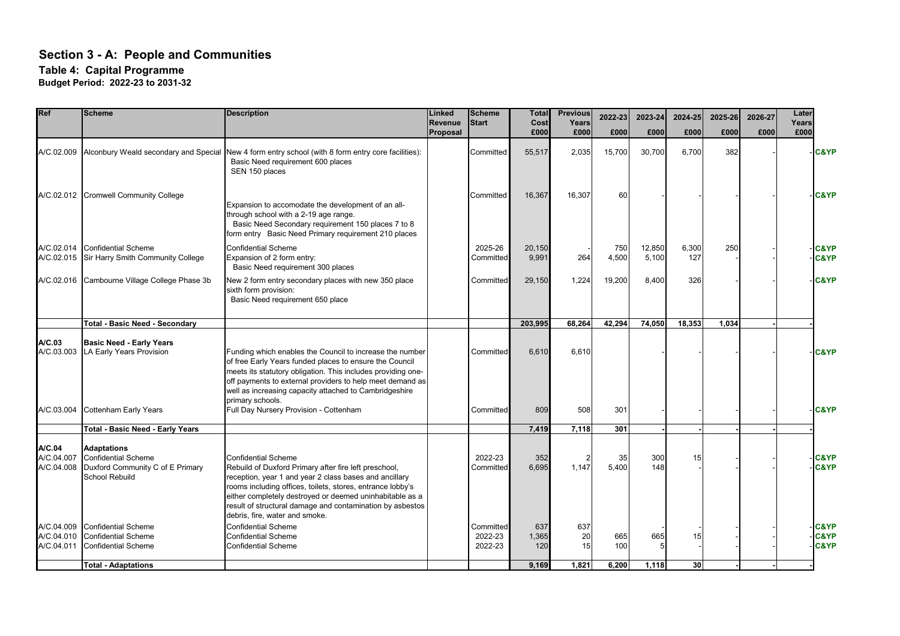# Section 3 - A: People and Communities

## Table 4: Capital Programme

### Budget Period: 2022-23 to 2031-32

| Ref | Scheme | Description | Linked Revenue Proposal | Scheme Start | Total Cost £000 | Previous Years £000 | 2022-23 £000 | 2023-24 £000 | 2024-25 £000 | 2025-26 £000 | 2026-27 £000 | Later Years £000 | |
|---|---|---|---|---|---|---|---|---|---|---|---|---|---|
| A/C.02.009 | Alconbury Weald secondary and Special | New 4 form entry school (with 8 form entry core facilities): Basic Need requirement 600 places SEN 150 places | | Committed | 55,517 | 2,035 | 15,700 | 30,700 | 6,700 | 382 | - | - | C&YP |
| A/C.02.012 | Cromwell Community College | Expansion to accomodate the development of an all-through school with a 2-19 age range. Basic Need Secondary requirement 150 places 7 to 8 form entry Basic Need Primary requirement 210 places | | Committed | 16,367 | 16,307 | 60 | - | - | - | - | - | C&YP |
| A/C.02.014 | Confidential Scheme | Confidential Scheme | | 2025-26 | 20,150 | - | 750 | 12,850 | 6,300 | 250 | - | - | C&YP |
| A/C.02.015 | Sir Harry Smith Community College | Expansion of 2 form entry: Basic Need requirement 300 places | | Committed | 9,991 | 264 | 4,500 | 5,100 | 127 | - | - | - | C&YP |
| A/C.02.016 | Cambourne Village College Phase 3b | New 2 form entry secondary places with new 350 place sixth form provision: Basic Need requirement 650 place | | Committed | 29,150 | 1,224 | 19,200 | 8,400 | 326 | - | - | - | C&YP |
| | **Total - Basic Need - Secondary** | | | | **203,995** | **68,264** | **42,294** | **74,050** | **18,353** | **1,034** | **-** | **-** | |
| **A/C.03** | **Basic Need - Early Years** | | | | | | | | | | | | |
| A/C.03.003 | LA Early Years Provision | Funding which enables the Council to increase the number of free Early Years funded places to ensure the Council meets its statutory obligation. This includes providing one-off payments to external providers to help meet demand as well as increasing capacity attached to Cambridgeshire primary schools. | | Committed | 6,610 | 6,610 | | - | - | - | - | - | C&YP |
| A/C.03.004 | Cottenham Early Years | Full Day Nursery Provision - Cottenham | | Committed | 809 | 508 | 301 | - | - | - | - | - | C&YP |
| | **Total - Basic Need - Early Years** | | | | **7,419** | **7,118** | **301** | **-** | **-** | **-** | **-** | **-** | |
| **A/C.04** | **Adaptations** | | | | | | | | | | | | |
| A/C.04.007 | Confidential Scheme | Confidential Scheme | | 2022-23 | 352 | 2 | 35 | 300 | 15 | - | - | - | C&YP |
| A/C.04.008 | Duxford Community C of E Primary School Rebuild | Rebuild of Duxford Primary after fire left preschool, reception, year 1 and year 2 class bases and ancillary rooms including offices, toilets, stores, entrance lobby's either completely destroyed or deemed uninhabitable as a result of structural damage and contamination by asbestos debris, fire, water and smoke. | | Committed | 6,695 | 1,147 | 5,400 | 148 | - | - | - | - | C&YP |
| A/C.04.009 | Confidential Scheme | Confidential Scheme | | Committed | 637 | 637 | | - | - | - | - | - | C&YP |
| A/C.04.010 | Confidential Scheme | Confidential Scheme | | 2022-23 | 1,365 | 20 | 665 | 665 | 15 | - | - | - | C&YP |
| A/C.04.011 | Confidential Scheme | Confidential Scheme | | 2022-23 | 120 | 15 | 100 | 5 | - | - | - | - | C&YP |
| | **Total - Adaptations** | | | | **9,169** | **1,821** | **6,200** | **1,118** | **30** | **-** | **-** | **-** | |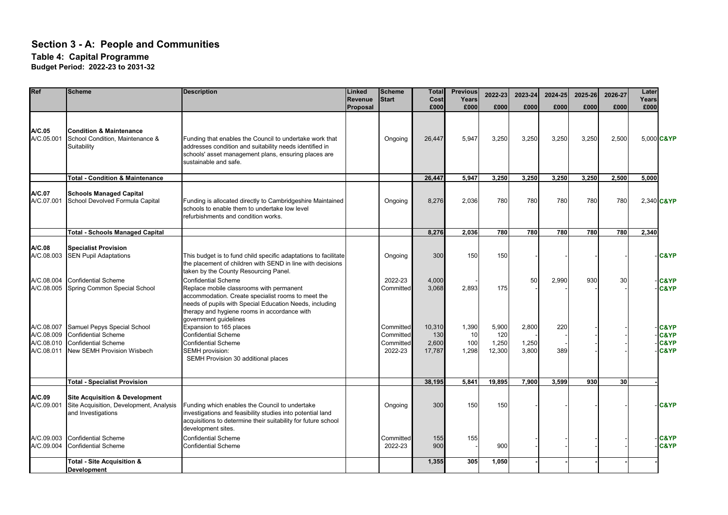# Section 3 - A: People and Communities

## Table 4: Capital Programme

### Budget Period: 2022-23 to 2031-32

| Ref | Scheme | Description | Linked Revenue Proposal | Scheme Start | Total Cost £000 | Previous Years £000 | 2022-23 £000 | 2023-24 £000 | 2024-25 £000 | 2025-26 £000 | 2026-27 £000 | Later Years £000 | |
|---|---|---|---|---|---|---|---|---|---|---|---|---|---|
| **A/C.05** | **Condition & Maintenance** | | | | | | | | | | | | |
| A/C.05.001 | School Condition, Maintenance & Suitability | Funding that enables the Council to undertake work that addresses condition and suitability needs identified in schools' asset management plans, ensuring places are sustainable and safe. | | Ongoing | 26,447 | 5,947 | 3,250 | 3,250 | 3,250 | 3,250 | 2,500 | 5,000 | **C&YP** |
| | **Total - Condition & Maintenance** | | | | **26,447** | **5,947** | **3,250** | **3,250** | **3,250** | **3,250** | **2,500** | **5,000** | |
| **A/C.07** | **Schools Managed Capital** | | | | | | | | | | | | |
| A/C.07.001 | School Devolved Formula Capital | Funding is allocated directly to Cambridgeshire Maintained schools to enable them to undertake low level refurbishments and condition works. | | Ongoing | 8,276 | 2,036 | 780 | 780 | 780 | 780 | 780 | 2,340 | **C&YP** |
| | **Total - Schools Managed Capital** | | | | **8,276** | **2,036** | **780** | **780** | **780** | **780** | **780** | **2,340** | |
| **A/C.08** | **Specialist Provision** | | | | | | | | | | | | |
| A/C.08.003 | SEN Pupil Adaptations | This budget is to fund child specific adaptations to facilitate the placement of children with SEND in line with decisions taken by the County Resourcing Panel. | | Ongoing | 300 | 150 | 150 | - | - | - | - | - | **C&YP** |
| A/C.08.004 | Confidential Scheme | Confidential Scheme | | 2022-23 | 4,000 | - | | 50 | 2,990 | 930 | 30 | - | **C&YP** |
| A/C.08.005 | Spring Common Special School | Replace mobile classrooms with permanent accommodation. Create specialist rooms to meet the needs of pupils with Special Education Needs, including therapy and hygiene rooms in accordance with government guidelines | | Committed | 3,068 | 2,893 | 175 | - | - | - | - | - | **C&YP** |
| A/C.08.007 | Samuel Pepys Special School | Expansion to 165 places | | Committed | 10,310 | 1,390 | 5,900 | 2,800 | 220 | - | - | - | **C&YP** |
| A/C.08.009 | Confidential Scheme | Confidential Scheme | | Committed | 130 | 10 | 120 | - | - | - | - | - | **C&YP** |
| A/C.08.010 | Confidential Scheme | Confidential Scheme | | Committed | 2,600 | 100 | 1,250 | 1,250 | - | - | - | - | **C&YP** |
| A/C.08.011 | New SEMH Provision Wisbech | SEMH provision: SEMH Provision 30 additional places | | 2022-23 | 17,787 | 1,298 | 12,300 | 3,800 | 389 | - | - | - | **C&YP** |
| | **Total - Specialist Provision** | | | | **38,195** | **5,841** | **19,895** | **7,900** | **3,599** | **930** | **30** | **-** | |
| **A/C.09** | **Site Acquisition & Development** | | | | | | | | | | | | |
| A/C.09.001 | Site Acquisition, Development, Analysis and Investigations | Funding which enables the Council to undertake investigations and feasibility studies into potential land acquisitions to determine their suitability for future school development sites. | | Ongoing | 300 | 150 | 150 | - | - | - | - | - | **C&YP** |
| A/C.09.003 | Confidential Scheme | Confidential Scheme | | Committed | 155 | 155 | | - | - | - | - | - | **C&YP** |
| A/C.09.004 | Confidential Scheme | Confidential Scheme | | 2022-23 | 900 | - | 900 | - | - | - | - | - | **C&YP** |
| | **Total - Site Acquisition & Development** | | | | **1,355** | **305** | **1,050** | **-** | **-** | **-** | **-** | **-** | |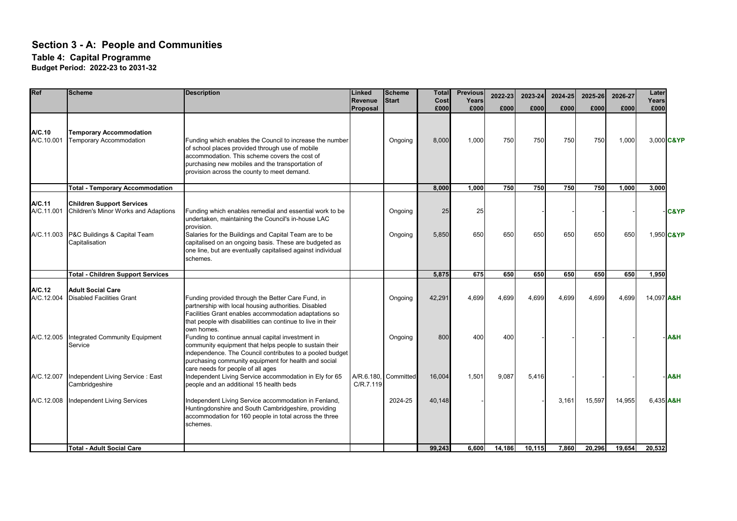# Section 3 - A: People and Communities

## Table 4: Capital Programme

**Budget Period: 2022-23 to 2031-32**

| Ref | Scheme | Description | Linked Revenue Proposal | Scheme Start | Total Cost £000 | Previous Years £000 | 2022-23 £000 | 2023-24 £000 | 2024-25 £000 | 2025-26 £000 | 2026-27 £000 | Later Years £000 | |
|---|---|---|---|---|---|---|---|---|---|---|---|---|---|
| **A/C.10** | **Temporary Accommodation** | | | | | | | | | | | | |
| A/C.10.001 | Temporary Accommodation | Funding which enables the Council to increase the number of school places provided through use of mobile accommodation. This scheme covers the cost of purchasing new mobiles and the transportation of provision across the county to meet demand. | | Ongoing | 8,000 | 1,000 | 750 | 750 | 750 | 750 | 1,000 | 3,000 | **C&YP** |
| | **Total - Temporary Accommodation** | | | | **8,000** | **1,000** | **750** | **750** | **750** | **750** | **1,000** | **3,000** | |
| **A/C.11** | **Children Support Services** | | | | | | | | | | | | |
| A/C.11.001 | Children's Minor Works and Adaptions | Funding which enables remedial and essential work to be undertaken, maintaining the Council's in-house LAC provision. | | Ongoing | 25 | 25 | | - | - | - | - | - | **C&YP** |
| A/C.11.003 | P&C Buildings & Capital Team Capitalisation | Salaries for the Buildings and Capital Team are to be capitalised on an ongoing basis. These are budgeted as one line, but are eventually capitalised against individual schemes. | | Ongoing | 5,850 | 650 | 650 | 650 | 650 | 650 | 650 | 1,950 | **C&YP** |
| | **Total - Children Support Services** | | | | **5,875** | **675** | **650** | **650** | **650** | **650** | **650** | **1,950** | |
| **A/C.12** | **Adult Social Care** | | | | | | | | | | | | |
| A/C.12.004 | Disabled Facilities Grant | Funding provided through the Better Care Fund, in partnership with local housing authorities. Disabled Facilities Grant enables accommodation adaptations so that people with disabilities can continue to live in their own homes. | | Ongoing | 42,291 | 4,699 | 4,699 | 4,699 | 4,699 | 4,699 | 4,699 | 14,097 | **A&H** |
| A/C.12.005 | Integrated Community Equipment Service | Funding to continue annual capital investment in community equipment that helps people to sustain their independence. The Council contributes to a pooled budget purchasing community equipment for health and social care needs for people of all ages | | Ongoing | 800 | 400 | 400 | - | - | - | - | - | **A&H** |
| A/C.12.007 | Independent Living Service : East Cambridgeshire | Independent Living Service accommodation in Ely for 65 people and an additional 15 health beds | A/R.6.180, C/R.7.119 | Committed | 16,004 | 1,501 | 9,087 | 5,416 | - | - | - | - | **A&H** |
| A/C.12.008 | Independent Living Services | Independent Living Service accommodation in Fenland, Huntingdonshire and South Cambridgeshire, providing accommodation for 160 people in total across the three schemes. | | 2024-25 | 40,148 | - | | - | 3,161 | 15,597 | 14,955 | 6,435 | **A&H** |
| | **Total - Adult Social Care** | | | | **99,243** | **6,600** | **14,186** | **10,115** | **7,860** | **20,296** | **19,654** | **20,532** | |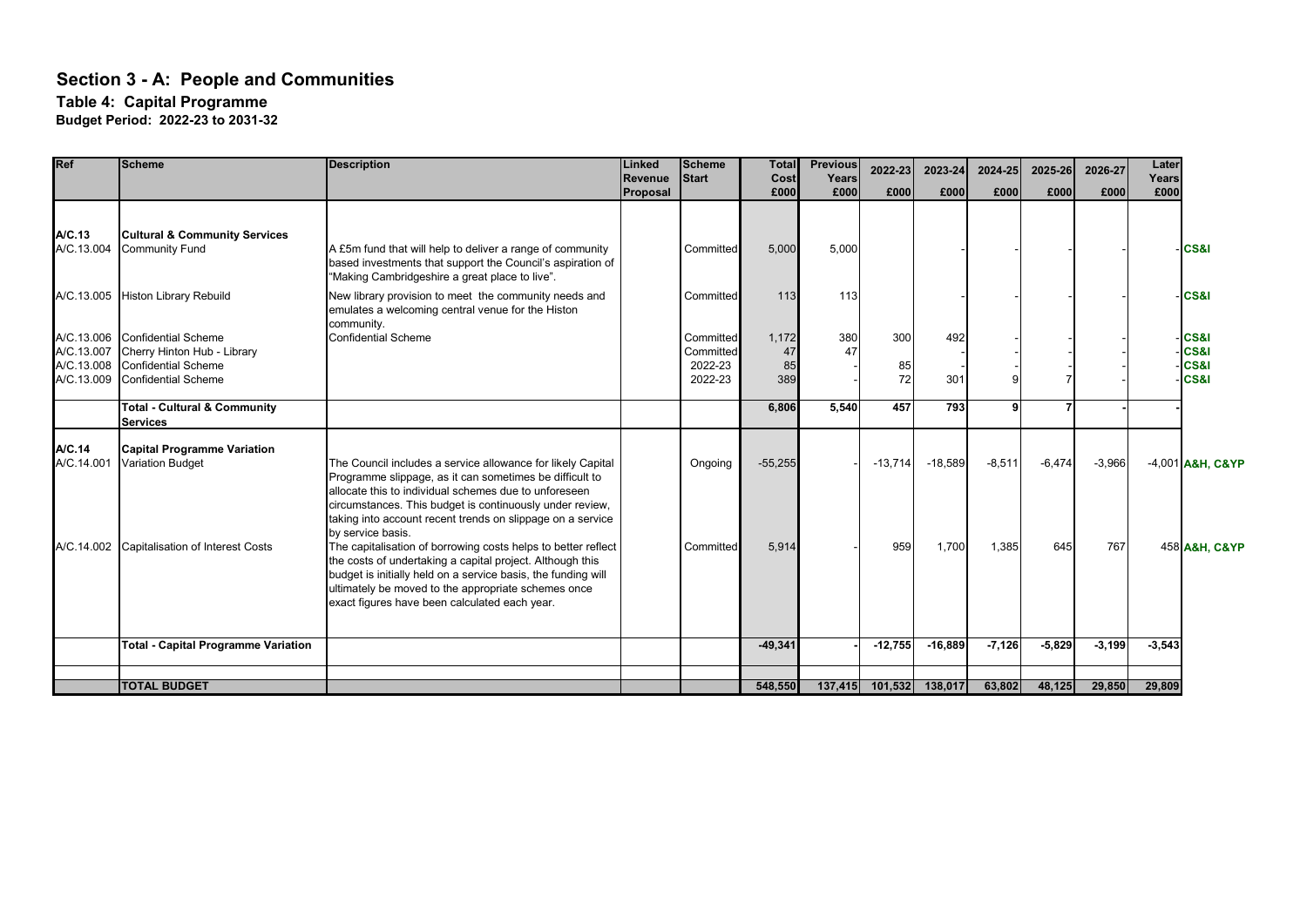# Section 3 - A: People and Communities

## Table 4: Capital Programme

**Budget Period: 2022-23 to 2031-32**

| Ref | Scheme | Description | Linked Revenue Proposal | Scheme Start | Total Cost £000 | Previous Years £000 | 2022-23 £000 | 2023-24 £000 | 2024-25 £000 | 2025-26 £000 | 2026-27 £000 | Later Years £000 | |
|---|---|---|---|---|---|---|---|---|---|---|---|---|---|
| **A/C.13** | **Cultural & Community Services** | | | | | | | | | | | | |
| A/C.13.004 | Community Fund | A £5m fund that will help to deliver a range of community based investments that support the Council's aspiration of "Making Cambridgeshire a great place to live". | | Committed | 5,000 | 5,000 | | - | - | - | - | - | **CS&I** |
| A/C.13.005 | Histon Library Rebuild | New library provision to meet the community needs and emulates a welcoming central venue for the Histon community. | | Committed | 113 | 113 | | - | - | - | - | - | **CS&I** |
| A/C.13.006 | Confidential Scheme | Confidential Scheme | | Committed | 1,172 | 380 | 300 | 492 | - | - | - | - | **CS&I** |
| A/C.13.007 | Cherry Hinton Hub - Library | | | Committed | 47 | 47 | | - | - | - | - | - | **CS&I** |
| A/C.13.008 | Confidential Scheme | | | 2022-23 | 85 | - | 85 | - | - | - | - | - | **CS&I** |
| A/C.13.009 | Confidential Scheme | | | 2022-23 | 389 | - | 72 | 301 | 9 | 7 | - | - | **CS&I** |
| | **Total - Cultural & Community Services** | | | | **6,806** | **5,540** | **457** | **793** | **9** | **7** | **-** | **-** | |
| **A/C.14** | **Capital Programme Variation** | | | | | | | | | | | | |
| A/C.14.001 | Variation Budget | The Council includes a service allowance for likely Capital Programme slippage, as it can sometimes be difficult to allocate this to individual schemes due to unforeseen circumstances. This budget is continuously under review, taking into account recent trends on slippage on a service by service basis. | | Ongoing | -55,255 | - | -13,714 | -18,589 | -8,511 | -6,474 | -3,966 | -4,001 | **A&H, C&YP** |
| A/C.14.002 | Capitalisation of Interest Costs | The capitalisation of borrowing costs helps to better reflect the costs of undertaking a capital project. Although this budget is initially held on a service basis, the funding will ultimately be moved to the appropriate schemes once exact figures have been calculated each year. | | Committed | 5,914 | - | 959 | 1,700 | 1,385 | 645 | 767 | 458 | **A&H, C&YP** |
| | **Total - Capital Programme Variation** | | | | **-49,341** | **-** | **-12,755** | **-16,889** | **-7,126** | **-5,829** | **-3,199** | **-3,543** | |
| | **TOTAL BUDGET** | | | | **548,550** | **137,415** | **101,532** | **138,017** | **63,802** | **48,125** | **29,850** | **29,809** | |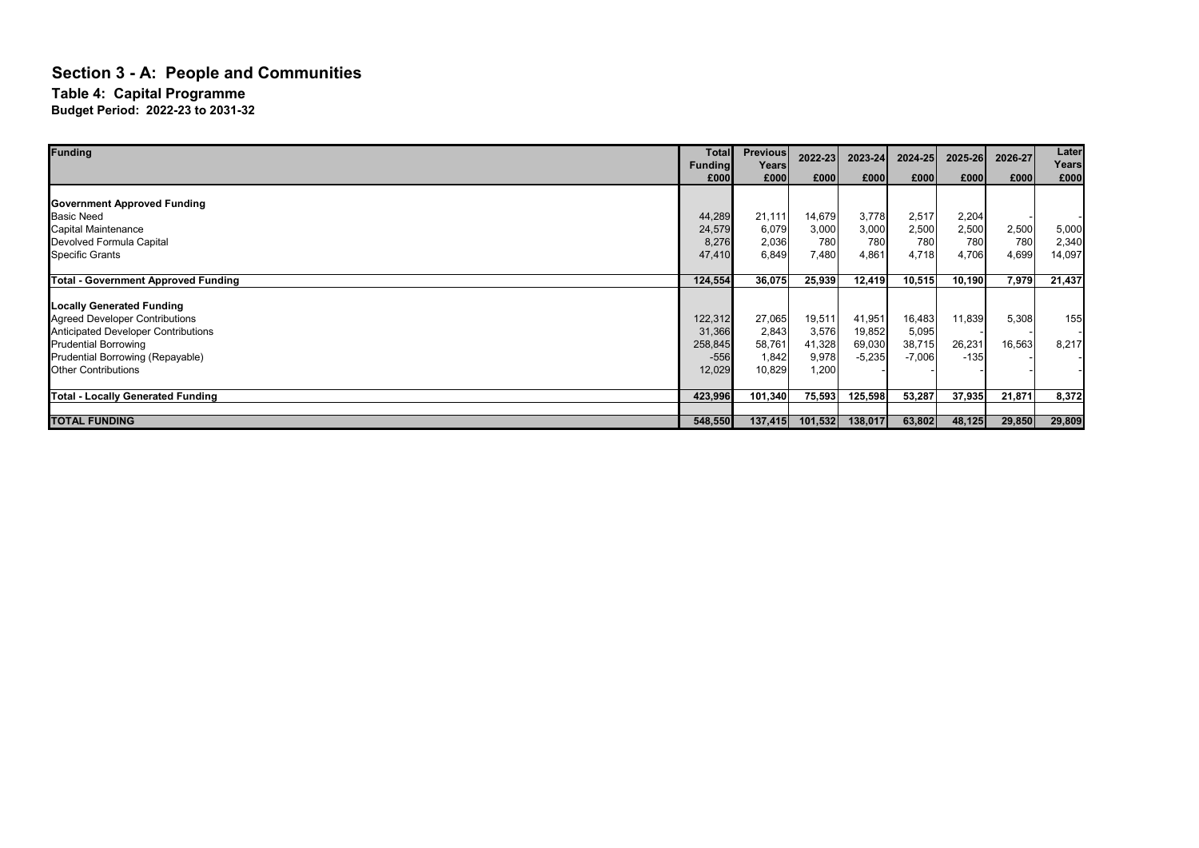# Section 3 - A: People and Communities

## Table 4: Capital Programme

### Budget Period: 2022-23 to 2031-32

| Funding | Total Funding £000 | Previous Years £000 | 2022-23 £000 | 2023-24 £000 | 2024-25 £000 | 2025-26 £000 | 2026-27 £000 | Later Years £000 |
|---|---|---|---|---|---|---|---|---|
| **Government Approved Funding** | | | | | | | | |
| Basic Need | 44,289 | 21,111 | 14,679 | 3,778 | 2,517 | 2,204 | - | - |
| Capital Maintenance | 24,579 | 6,079 | 3,000 | 3,000 | 2,500 | 2,500 | 2,500 | 5,000 |
| Devolved Formula Capital | 8,276 | 2,036 | 780 | 780 | 780 | 780 | 780 | 2,340 |
| Specific Grants | 47,410 | 6,849 | 7,480 | 4,861 | 4,718 | 4,706 | 4,699 | 14,097 |
| **Total - Government Approved Funding** | **124,554** | **36,075** | **25,939** | **12,419** | **10,515** | **10,190** | **7,979** | **21,437** |
| **Locally Generated Funding** | | | | | | | | |
| Agreed Developer Contributions | 122,312 | 27,065 | 19,511 | 41,951 | 16,483 | 11,839 | 5,308 | 155 |
| Anticipated Developer Contributions | 31,366 | 2,843 | 3,576 | 19,852 | 5,095 | - | - | - |
| Prudential Borrowing | 258,845 | 58,761 | 41,328 | 69,030 | 38,715 | 26,231 | 16,563 | 8,217 |
| Prudential Borrowing (Repayable) | -556 | 1,842 | 9,978 | -5,235 | -7,006 | -135 | - | - |
| Other Contributions | 12,029 | 10,829 | 1,200 | - | - | - | - | - |
| **Total - Locally Generated Funding** | **423,996** | **101,340** | **75,593** | **125,598** | **53,287** | **37,935** | **21,871** | **8,372** |
| **TOTAL FUNDING** | **548,550** | **137,415** | **101,532** | **138,017** | **63,802** | **48,125** | **29,850** | **29,809** |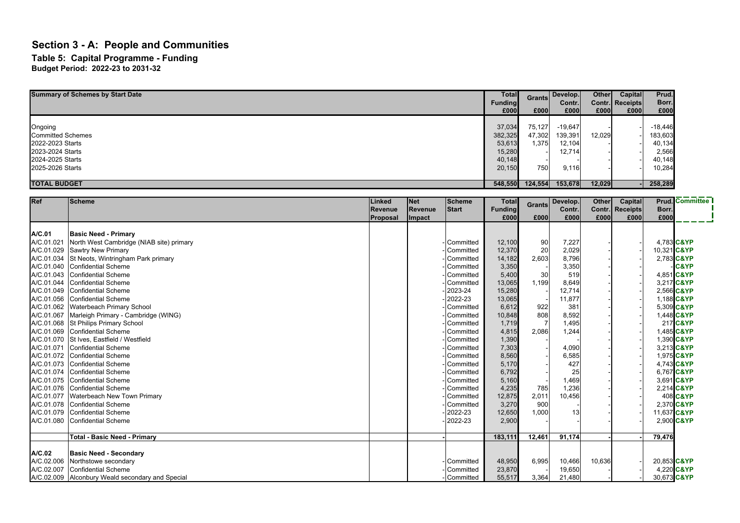# Section 3 - A: People and Communities

## Table 5: Capital Programme - Funding

### Budget Period: 2022-23 to 2031-32

| Summary of Schemes by Start Date | Total Funding £000 | Grants £000 | Develop. Contr. £000 | Other Contr. £000 | Capital Receipts £000 | Prud. Borr. £000 |
|---|---|---|---|---|---|---|
| Ongoing | 37,034 | 75,127 | -19,647 | - | - | -18,446 |
| Committed Schemes | 382,325 | 47,302 | 139,391 | 12,029 | - | 183,603 |
| 2022-2023 Starts | 53,613 | 1,375 | 12,104 | - | - | 40,134 |
| 2023-2024 Starts | 15,280 | - | 12,714 | - | - | 2,566 |
| 2024-2025 Starts | 40,148 | - | - | - | - | 40,148 |
| 2025-2026 Starts | 20,150 | 750 | 9,116 | - | - | 10,284 |
| **TOTAL BUDGET** | **548,550** | **124,554** | **153,678** | **12,029** | **-** | **258,289** |

| Ref | Scheme | Linked Revenue Proposal | Net Revenue Impact | Scheme Start | Total Funding £000 | Grants £000 | Develop. Contr. £000 | Other Contr. £000 | Capital Receipts £000 | Prud. Borr. £000 | Committee |
|---|---|---|---|---|---|---|---|---|---|---|---|
| **A/C.01** | **Basic Need - Primary** | | | | | | | | | | |
| A/C.01.021 | North West Cambridge (NIAB site) primary | | - | Committed | 12,100 | 90 | 7,227 | - | - | 4,783 | C&YP |
| A/C.01.029 | Sawtry New Primary | | - | Committed | 12,370 | 20 | 2,029 | - | - | 10,321 | C&YP |
| A/C.01.034 | St Neots, Wintringham Park primary | | - | Committed | 14,182 | 2,603 | 8,796 | - | - | 2,783 | C&YP |
| A/C.01.040 | Confidential Scheme | | - | Committed | 3,350 | | 3,350 | - | - | - | C&YP |
| A/C.01.043 | Confidential Scheme | | - | Committed | 5,400 | 30 | 519 | - | - | 4,851 | C&YP |
| A/C.01.044 | Confidential Scheme | | - | Committed | 13,065 | 1,199 | 8,649 | - | - | 3,217 | C&YP |
| A/C.01.049 | Confidential Scheme | | - | 2023-24 | 15,280 | - | 12,714 | - | - | 2,566 | C&YP |
| A/C.01.056 | Confidential Scheme | | - | 2022-23 | 13,065 | - | 11,877 | - | - | 1,188 | C&YP |
| A/C.01.062 | Waterbeach Primary School | | - | Committed | 6,612 | 922 | 381 | - | - | 5,309 | C&YP |
| A/C.01.067 | Marleigh Primary - Cambridge (WING) | | - | Committed | 10,848 | 808 | 8,592 | - | - | 1,448 | C&YP |
| A/C.01.068 | St Philips Primary School | | - | Committed | 1,719 | 7 | 1,495 | - | - | 217 | C&YP |
| A/C.01.069 | Confidential Scheme | | - | Committed | 4,815 | 2,086 | 1,244 | - | - | 1,485 | C&YP |
| A/C.01.070 | St Ives, Eastfield / Westfield | | - | Committed | 1,390 | - | - | - | - | 1,390 | C&YP |
| A/C.01.071 | Confidential Scheme | | - | Committed | 7,303 | - | 4,090 | - | - | 3,213 | C&YP |
| A/C.01.072 | Confidential Scheme | | - | Committed | 8,560 | - | 6,585 | - | - | 1,975 | C&YP |
| A/C.01.073 | Confidential Scheme | | - | Committed | 5,170 | - | 427 | - | - | 4,743 | C&YP |
| A/C.01.074 | Confidential Scheme | | - | Committed | 6,792 | - | 25 | - | - | 6,767 | C&YP |
| A/C.01.075 | Confidential Scheme | | - | Committed | 5,160 | - | 1,469 | - | - | 3,691 | C&YP |
| A/C.01.076 | Confidential Scheme | | - | Committed | 4,235 | 785 | 1,236 | - | - | 2,214 | C&YP |
| A/C.01.077 | Waterbeach New Town Primary | | - | Committed | 12,875 | 2,011 | 10,456 | - | - | 408 | C&YP |
| A/C.01.078 | Confidential Scheme | | - | Committed | 3,270 | 900 | - | - | - | 2,370 | C&YP |
| A/C.01.079 | Confidential Scheme | | - | 2022-23 | 12,650 | 1,000 | 13 | - | - | 11,637 | C&YP |
| A/C.01.080 | Confidential Scheme | | - | 2022-23 | 2,900 | - | - | - | - | 2,900 | C&YP |
| | **Total - Basic Need - Primary** | | **-** | | **183,111** | **12,461** | **91,174** | **-** | **-** | **79,476** | |
| **A/C.02** | **Basic Need - Secondary** | | | | | | | | | | |
| A/C.02.006 | Northstowe secondary | | - | Committed | 48,950 | 6,995 | 10,466 | 10,636 | - | 20,853 | C&YP |
| A/C.02.007 | Confidential Scheme | | - | Committed | 23,870 | - | 19,650 | - | - | 4,220 | C&YP |
| A/C.02.009 | Alconbury Weald secondary and Special | | - | Committed | 55,517 | 3,364 | 21,480 | - | - | 30,673 | C&YP |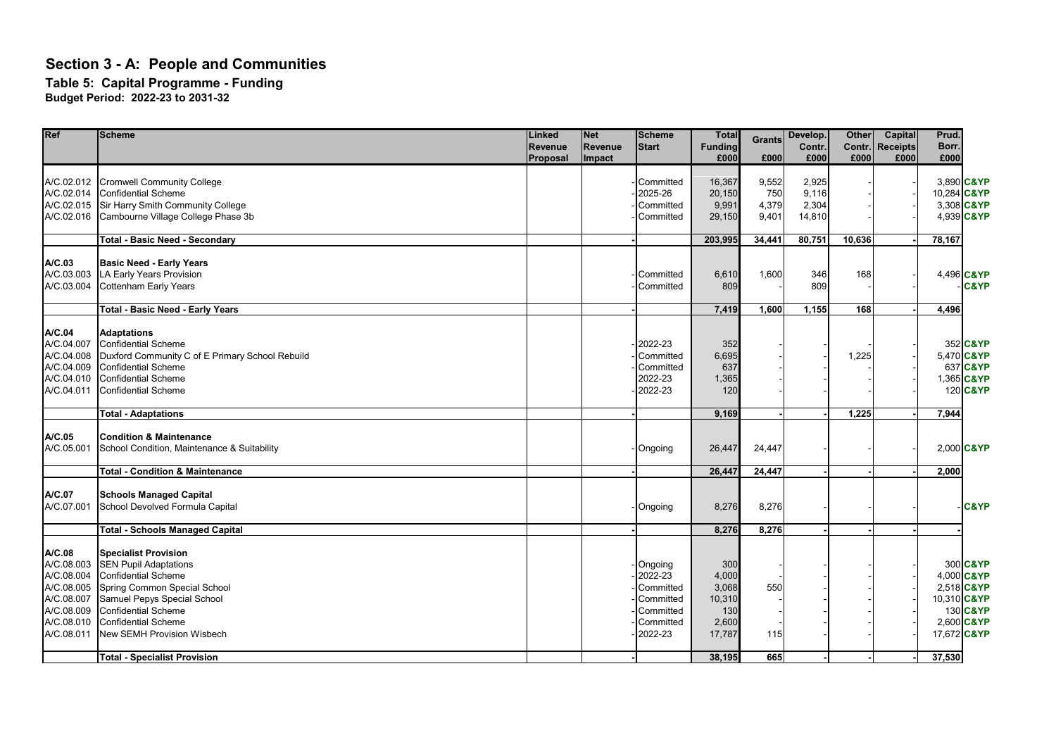# Section 3 - A: People and Communities

## Table 5: Capital Programme - Funding

**Budget Period: 2022-23 to 2031-32**

| Ref | Scheme | Linked Revenue Proposal | Net Revenue Impact | Scheme Start | Total Funding £000 | Grants £000 | Develop. Contr. £000 | Other Contr. £000 | Capital Receipts £000 | Prud. Borr. £000 | |
|---|---|---|---|---|---|---|---|---|---|---|---|
| A/C.02.012 | Cromwell Community College | | - | Committed | 16,367 | 9,552 | 2,925 | - | - | 3,890 | C&YP |
| A/C.02.014 | Confidential Scheme | | - | 2025-26 | 20,150 | 750 | 9,116 | - | - | 10,284 | C&YP |
| A/C.02.015 | Sir Harry Smith Community College | | - | Committed | 9,991 | 4,379 | 2,304 | - | - | 3,308 | C&YP |
| A/C.02.016 | Cambourne Village College Phase 3b | | - | Committed | 29,150 | 9,401 | 14,810 | - | - | 4,939 | C&YP |
| | **Total - Basic Need - Secondary** | | **-** | | **203,995** | **34,441** | **80,751** | **10,636** | **-** | **78,167** | |
| **A/C.03** | **Basic Need - Early Years** | | | | | | | | | | |
| A/C.03.003 | LA Early Years Provision | | - | Committed | 6,610 | 1,600 | 346 | 168 | - | 4,496 | C&YP |
| A/C.03.004 | Cottenham Early Years | | - | Committed | 809 | - | 809 | - | - | - | C&YP |
| | **Total - Basic Need - Early Years** | | **-** | | **7,419** | **1,600** | **1,155** | **168** | **-** | **4,496** | |
| **A/C.04** | **Adaptations** | | | | | | | | | | |
| A/C.04.007 | Confidential Scheme | | - | 2022-23 | 352 | - | - | - | - | 352 | C&YP |
| A/C.04.008 | Duxford Community C of E Primary School Rebuild | | - | Committed | 6,695 | - | - | 1,225 | - | 5,470 | C&YP |
| A/C.04.009 | Confidential Scheme | | - | Committed | 637 | - | - | - | - | 637 | C&YP |
| A/C.04.010 | Confidential Scheme | | - | 2022-23 | 1,365 | - | - | - | - | 1,365 | C&YP |
| A/C.04.011 | Confidential Scheme | | - | 2022-23 | 120 | - | - | - | - | 120 | C&YP |
| | **Total - Adaptations** | | **-** | | **9,169** | **-** | **-** | **1,225** | **-** | **7,944** | |
| **A/C.05** | **Condition & Maintenance** | | | | | | | | | | |
| A/C.05.001 | School Condition, Maintenance & Suitability | | - | Ongoing | 26,447 | 24,447 | - | - | - | 2,000 | C&YP |
| | **Total - Condition & Maintenance** | | **-** | | **26,447** | **24,447** | **-** | **-** | **-** | **2,000** | |
| **A/C.07** | **Schools Managed Capital** | | | | | | | | | | |
| A/C.07.001 | School Devolved Formula Capital | | - | Ongoing | 8,276 | 8,276 | - | - | - | - | C&YP |
| | **Total - Schools Managed Capital** | | **-** | | **8,276** | **8,276** | **-** | **-** | **-** | **-** | |
| **A/C.08** | **Specialist Provision** | | | | | | | | | | |
| A/C.08.003 | SEN Pupil Adaptations | | - | Ongoing | 300 | - | - | - | - | 300 | C&YP |
| A/C.08.004 | Confidential Scheme | | - | 2022-23 | 4,000 | - | - | - | - | 4,000 | C&YP |
| A/C.08.005 | Spring Common Special School | | - | Committed | 3,068 | 550 | - | - | - | 2,518 | C&YP |
| A/C.08.007 | Samuel Pepys Special School | | - | Committed | 10,310 | - | - | - | - | 10,310 | C&YP |
| A/C.08.009 | Confidential Scheme | | - | Committed | 130 | - | - | - | - | 130 | C&YP |
| A/C.08.010 | Confidential Scheme | | - | Committed | 2,600 | - | - | - | - | 2,600 | C&YP |
| A/C.08.011 | New SEMH Provision Wisbech | | - | 2022-23 | 17,787 | 115 | - | - | - | 17,672 | C&YP |
| | **Total - Specialist Provision** | | **-** | | **38,195** | **665** | **-** | **-** | **-** | **37,530** | |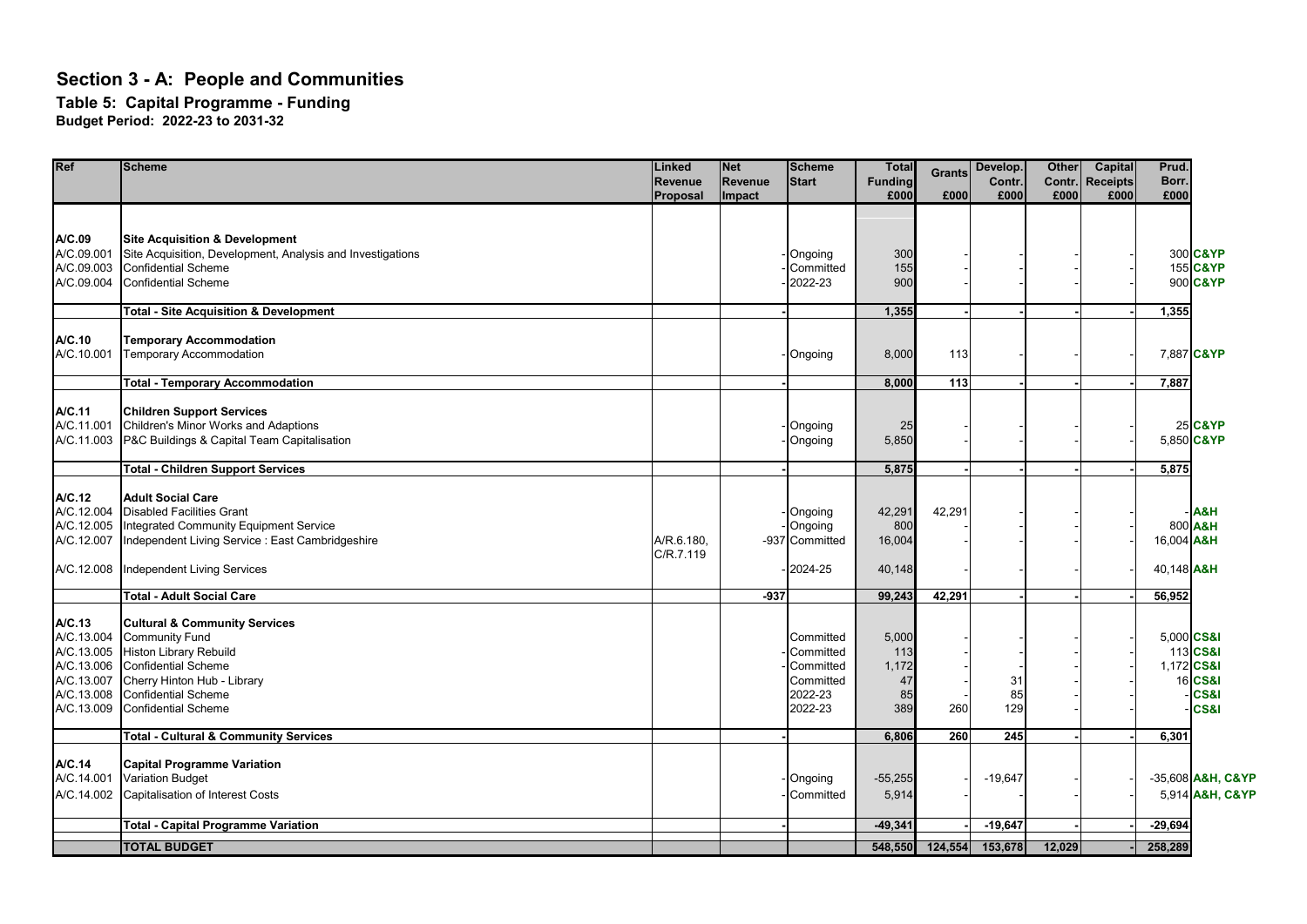# Section 3 - A: People and Communities

## Table 5: Capital Programme - Funding

**Budget Period: 2022-23 to 2031-32**

| Ref | Scheme | Linked Revenue Proposal | Net Revenue Impact | Scheme Start | Total Funding £000 | Grants £000 | Develop. Contr. £000 | Other Contr. £000 | Capital Receipts £000 | Prud. Borr. £000 | |
|---|---|---|---|---|---|---|---|---|---|---|---|
| **A/C.09** | **Site Acquisition & Development** | | | | | | | | | | |
| A/C.09.001 | Site Acquisition, Development, Analysis and Investigations | | - | Ongoing | 300 | - | - | - | - | 300 | **C&YP** |
| A/C.09.003 | Confidential Scheme | | - | Committed | 155 | - | - | - | - | 155 | **C&YP** |
| A/C.09.004 | Confidential Scheme | | - | 2022-23 | 900 | - | - | - | - | 900 | **C&YP** |
| | **Total - Site Acquisition & Development** | | **-** | | **1,355** | **-** | **-** | **-** | **-** | **1,355** | |
| **A/C.10** | **Temporary Accommodation** | | | | | | | | | | |
| A/C.10.001 | Temporary Accommodation | | - | Ongoing | 8,000 | 113 | - | - | - | 7,887 | **C&YP** |
| | **Total - Temporary Accommodation** | | **-** | | **8,000** | **113** | **-** | **-** | **-** | **7,887** | |
| **A/C.11** | **Children Support Services** | | | | | | | | | | |
| A/C.11.001 | Children's Minor Works and Adaptions | | - | Ongoing | 25 | - | - | - | - | 25 | **C&YP** |
| A/C.11.003 | P&C Buildings & Capital Team Capitalisation | | - | Ongoing | 5,850 | - | - | - | - | 5,850 | **C&YP** |
| | **Total - Children Support Services** | | **-** | | **5,875** | **-** | **-** | **-** | **-** | **5,875** | |
| **A/C.12** | **Adult Social Care** | | | | | | | | | | |
| A/C.12.004 | Disabled Facilities Grant | | - | Ongoing | 42,291 | 42,291 | - | - | - | - | **A&H** |
| A/C.12.005 | Integrated Community Equipment Service | | - | Ongoing | 800 | - | - | - | - | 800 | **A&H** |
| A/C.12.007 | Independent Living Service : East Cambridgeshire | A/R.6.180, C/R.7.119 | -937 | Committed | 16,004 | - | - | - | - | 16,004 | **A&H** |
| A/C.12.008 | Independent Living Services | | - | 2024-25 | 40,148 | - | - | - | - | 40,148 | **A&H** |
| | **Total - Adult Social Care** | | **-937** | | **99,243** | **42,291** | **-** | **-** | **-** | **56,952** | |
| **A/C.13** | **Cultural & Community Services** | | | | | | | | | | |
| A/C.13.004 | Community Fund | | | Committed | 5,000 | - | - | - | - | 5,000 | **CS&I** |
| A/C.13.005 | Histon Library Rebuild | | - | Committed | 113 | - | - | - | - | 113 | **CS&I** |
| A/C.13.006 | Confidential Scheme | | - | Committed | 1,172 | - | - | - | - | 1,172 | **CS&I** |
| A/C.13.007 | Cherry Hinton Hub - Library | | | Committed | 47 | - | 31 | - | - | 16 | **CS&I** |
| A/C.13.008 | Confidential Scheme | | | 2022-23 | 85 | - | 85 | - | - | - | **CS&I** |
| A/C.13.009 | Confidential Scheme | | | 2022-23 | 389 | 260 | 129 | - | - | - | **CS&I** |
| | **Total - Cultural & Community Services** | | **-** | | **6,806** | **260** | **245** | **-** | **-** | **6,301** | |
| **A/C.14** | **Capital Programme Variation** | | | | | | | | | | |
| A/C.14.001 | Variation Budget | | - | Ongoing | -55,255 | - | -19,647 | - | - | -35,608 | **A&H, C&YP** |
| A/C.14.002 | Capitalisation of Interest Costs | | - | Committed | 5,914 | - | - | - | - | 5,914 | **A&H, C&YP** |
| | **Total - Capital Programme Variation** | | **-** | | **-49,341** | **-** | **-19,647** | **-** | **-** | **-29,694** | |
| | **TOTAL BUDGET** | | | | **548,550** | **124,554** | **153,678** | **12,029** | **-** | **258,289** | |